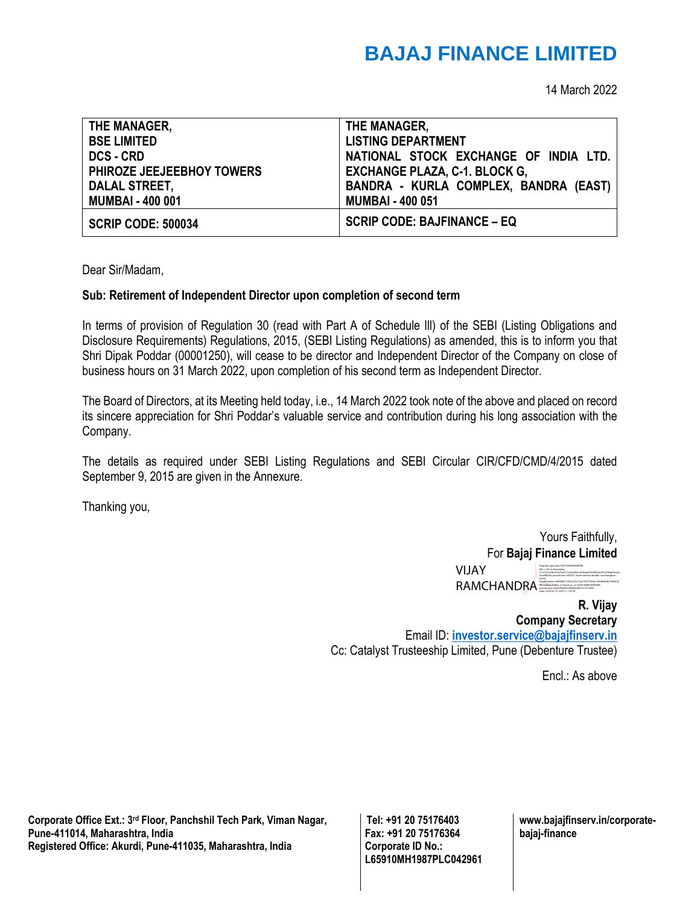# BAJAJ FINANCE LIMITED

14 March 2022

| THE MANAGER,<br>BSE LIMITED<br>DCS - CRD<br>PHIROZE JEEJEEBHOY TOWERS<br>DALAL STREET,<br>MUMBAI - 400 001 | THE MANAGER,<br>LISTING DEPARTMENT<br>NATIONAL STOCK EXCHANGE OF INDIA LTD.<br>EXCHANGE PLAZA, C-1. BLOCK G,<br>BANDRA - KURLA COMPLEX, BANDRA (EAST)<br>MUMBAI - 400 051 |
|---|---|
| **SCRIP CODE: 500034** | **SCRIP CODE: BAJFINANCE – EQ** |

Dear Sir/Madam,

**Sub: Retirement of Independent Director upon completion of second term**

In terms of provision of Regulation 30 (read with Part A of Schedule III) of the SEBI (Listing Obligations and Disclosure Requirements) Regulations, 2015, (SEBI Listing Regulations) as amended, this is to inform you that Shri Dipak Poddar (00001250), will cease to be director and Independent Director of the Company on close of business hours on 31 March 2022, upon completion of his second term as Independent Director.

The Board of Directors, at its Meeting held today, i.e., 14 March 2022 took note of the above and placed on record its sincere appreciation for Shri Poddar's valuable service and contribution during his long association with the Company.

The details as required under SEBI Listing Regulations and SEBI Circular CIR/CFD/CMD/4/2015 dated September 9, 2015 are given in the Annexure.

Thanking you,

Yours Faithfully,
For **Bajaj Finance Limited**

VIJAY RAMCHANDRA

**R. Vijay**
**Company Secretary**
Email ID: **investor.service@bajajfinserv.in**
Cc: Catalyst Trusteeship Limited, Pune (Debenture Trustee)

Encl.: As above

**Corporate Office Ext.: 3rd Floor, Panchshil Tech Park, Viman Nagar, Pune-411014, Maharashtra, India**
**Registered Office: Akurdi, Pune-411035, Maharashtra, India**

**Tel: +91 20 75176403**
**Fax: +91 20 75176364**
**Corporate ID No.: L65910MH1987PLC042961**

**www.bajajfinserv.in/corporate-bajaj-finance**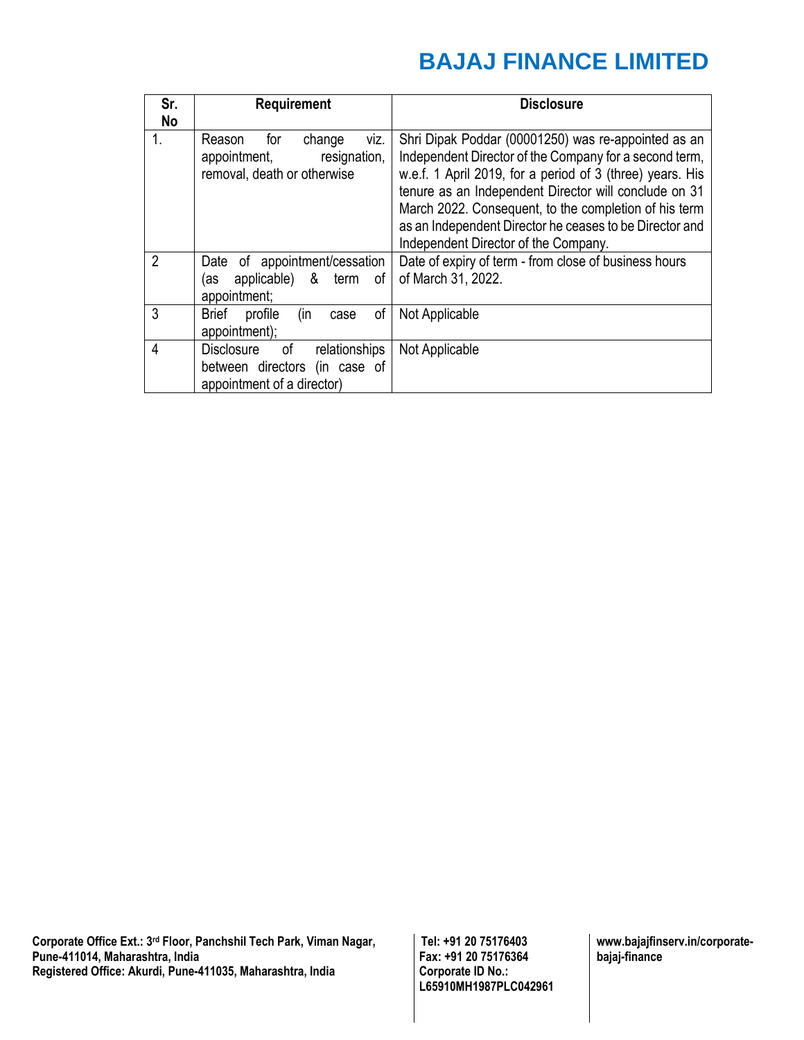# BAJAJ FINANCE LIMITED

| Sr. No | Requirement | Disclosure |
|---|---|---|
| 1. | Reason for change viz. appointment, resignation, removal, death or otherwise | Shri Dipak Poddar (00001250) was re-appointed as an Independent Director of the Company for a second term, w.e.f. 1 April 2019, for a period of 3 (three) years. His tenure as an Independent Director will conclude on 31 March 2022. Consequent, to the completion of his term as an Independent Director he ceases to be Director and Independent Director of the Company. |
| 2 | Date of appointment/cessation (as applicable) & term of appointment; | Date of expiry of term - from close of business hours of March 31, 2022. |
| 3 | Brief profile (in case of appointment); | Not Applicable |
| 4 | Disclosure of relationships between directors (in case of appointment of a director) | Not Applicable |

**Corporate Office Ext.: 3rd Floor, Panchshil Tech Park, Viman Nagar, Pune-411014, Maharashtra, India**
**Registered Office: Akurdi, Pune-411035, Maharashtra, India**

**Tel: +91 20 75176403**
**Fax: +91 20 75176364**
**Corporate ID No.: L65910MH1987PLC042961**

**www.bajajfinserv.in/corporate-bajaj-finance**